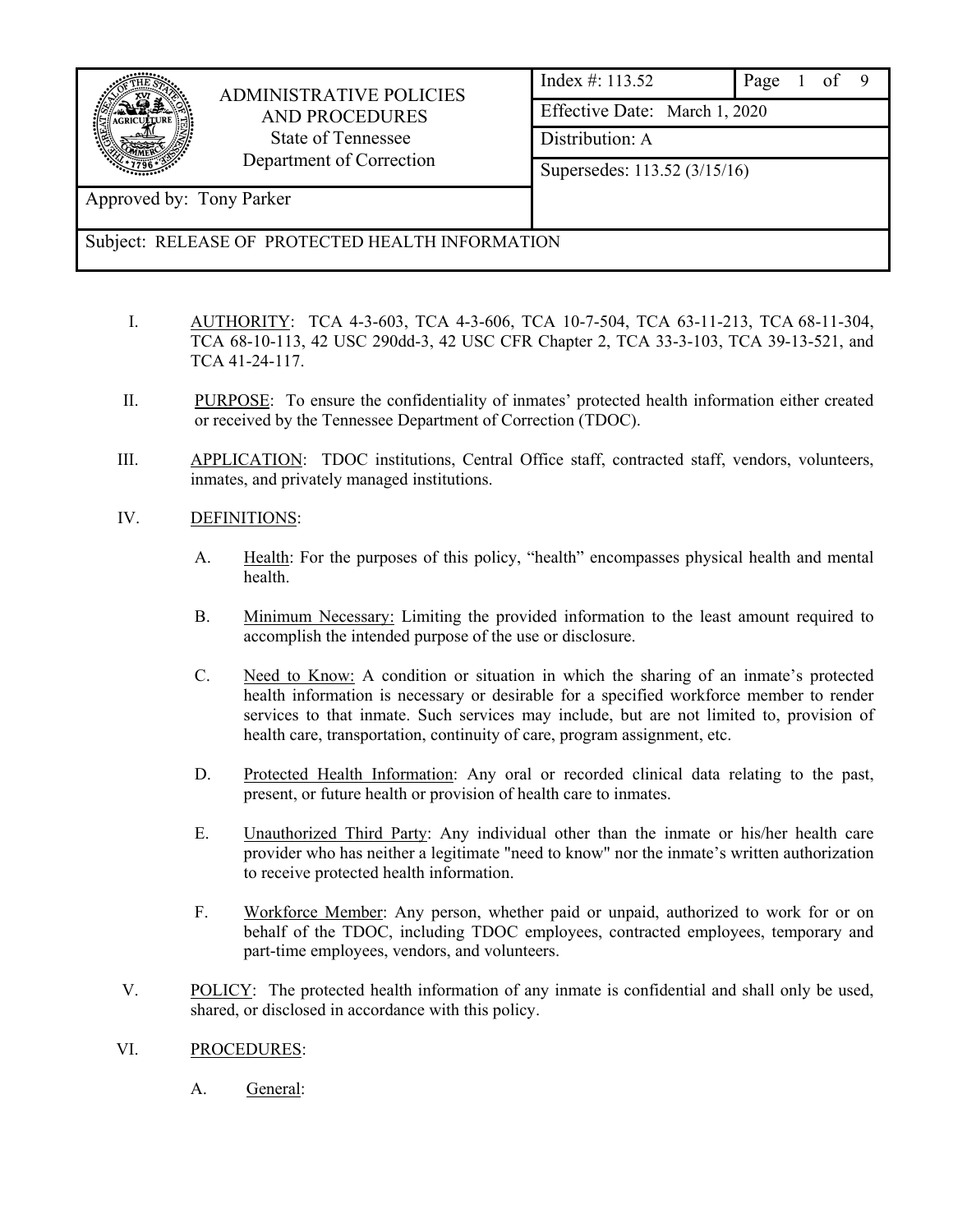| ADMINISTRATIVE POLICIES AND PROCEDURES<br>State of Tennessee<br>Department of Correction | Index #: 113.52 | Page 1 of 9 |
|---|---|---|
| | Effective Date: March 1, 2020 | |
| | Distribution: A | |
| | Supersedes: 113.52 (3/15/16) | |
| Approved by: Tony Parker | | |
| Subject: RELEASE OF PROTECTED HEALTH INFORMATION | | |

I. AUTHORITY: TCA 4-3-603, TCA 4-3-606, TCA 10-7-504, TCA 63-11-213, TCA 68-11-304, TCA 68-10-113, 42 USC 290dd-3, 42 USC CFR Chapter 2, TCA 33-3-103, TCA 39-13-521, and TCA 41-24-117.

II. PURPOSE: To ensure the confidentiality of inmates' protected health information either created or received by the Tennessee Department of Correction (TDOC).

III. APPLICATION: TDOC institutions, Central Office staff, contracted staff, vendors, volunteers, inmates, and privately managed institutions.

IV. DEFINITIONS:

A. Health: For the purposes of this policy, "health" encompasses physical health and mental health.

B. Minimum Necessary: Limiting the provided information to the least amount required to accomplish the intended purpose of the use or disclosure.

C. Need to Know: A condition or situation in which the sharing of an inmate's protected health information is necessary or desirable for a specified workforce member to render services to that inmate. Such services may include, but are not limited to, provision of health care, transportation, continuity of care, program assignment, etc.

D. Protected Health Information: Any oral or recorded clinical data relating to the past, present, or future health or provision of health care to inmates.

E. Unauthorized Third Party: Any individual other than the inmate or his/her health care provider who has neither a legitimate "need to know" nor the inmate's written authorization to receive protected health information.

F. Workforce Member: Any person, whether paid or unpaid, authorized to work for or on behalf of the TDOC, including TDOC employees, contracted employees, temporary and part-time employees, vendors, and volunteers.

V. POLICY: The protected health information of any inmate is confidential and shall only be used, shared, or disclosed in accordance with this policy.

VI. PROCEDURES:

A. General: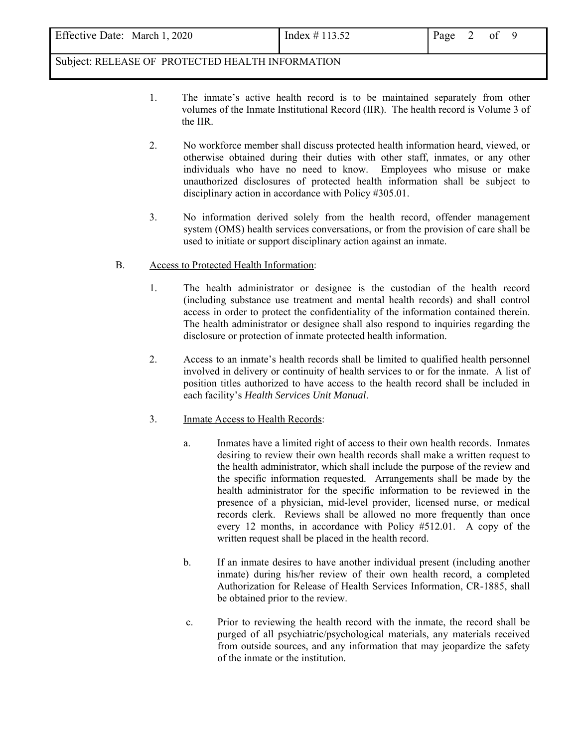1. The inmate's active health record is to be maintained separately from other volumes of the Inmate Institutional Record (IIR). The health record is Volume 3 of the IIR.

2. No workforce member shall discuss protected health information heard, viewed, or otherwise obtained during their duties with other staff, inmates, or any other individuals who have no need to know. Employees who misuse or make unauthorized disclosures of protected health information shall be subject to disciplinary action in accordance with Policy #305.01.

3. No information derived solely from the health record, offender management system (OMS) health services conversations, or from the provision of care shall be used to initiate or support disciplinary action against an inmate.

B. Access to Protected Health Information:

1. The health administrator or designee is the custodian of the health record (including substance use treatment and mental health records) and shall control access in order to protect the confidentiality of the information contained therein. The health administrator or designee shall also respond to inquiries regarding the disclosure or protection of inmate protected health information.

2. Access to an inmate's health records shall be limited to qualified health personnel involved in delivery or continuity of health services to or for the inmate. A list of position titles authorized to have access to the health record shall be included in each facility's *Health Services Unit Manual*.

3. Inmate Access to Health Records:

   a. Inmates have a limited right of access to their own health records. Inmates desiring to review their own health records shall make a written request to the health administrator, which shall include the purpose of the review and the specific information requested. Arrangements shall be made by the health administrator for the specific information to be reviewed in the presence of a physician, mid-level provider, licensed nurse, or medical records clerk. Reviews shall be allowed no more frequently than once every 12 months, in accordance with Policy #512.01. A copy of the written request shall be placed in the health record.

   b. If an inmate desires to have another individual present (including another inmate) during his/her review of their own health record, a completed Authorization for Release of Health Services Information, CR-1885, shall be obtained prior to the review.

   c. Prior to reviewing the health record with the inmate, the record shall be purged of all psychiatric/psychological materials, any materials received from outside sources, and any information that may jeopardize the safety of the inmate or the institution.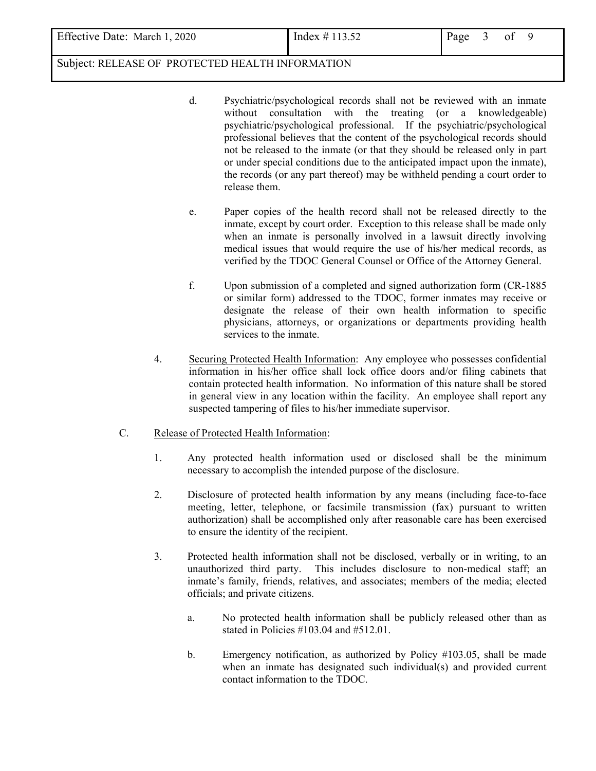d. Psychiatric/psychological records shall not be reviewed with an inmate without consultation with the treating (or a knowledgeable) psychiatric/psychological professional. If the psychiatric/psychological professional believes that the content of the psychological records should not be released to the inmate (or that they should be released only in part or under special conditions due to the anticipated impact upon the inmate), the records (or any part thereof) may be withheld pending a court order to release them.

e. Paper copies of the health record shall not be released directly to the inmate, except by court order. Exception to this release shall be made only when an inmate is personally involved in a lawsuit directly involving medical issues that would require the use of his/her medical records, as verified by the TDOC General Counsel or Office of the Attorney General.

f. Upon submission of a completed and signed authorization form (CR-1885 or similar form) addressed to the TDOC, former inmates may receive or designate the release of their own health information to specific physicians, attorneys, or organizations or departments providing health services to the inmate.

4. Securing Protected Health Information: Any employee who possesses confidential information in his/her office shall lock office doors and/or filing cabinets that contain protected health information. No information of this nature shall be stored in general view in any location within the facility. An employee shall report any suspected tampering of files to his/her immediate supervisor.

C. Release of Protected Health Information:

1. Any protected health information used or disclosed shall be the minimum necessary to accomplish the intended purpose of the disclosure.

2. Disclosure of protected health information by any means (including face-to-face meeting, letter, telephone, or facsimile transmission (fax) pursuant to written authorization) shall be accomplished only after reasonable care has been exercised to ensure the identity of the recipient.

3. Protected health information shall not be disclosed, verbally or in writing, to an unauthorized third party. This includes disclosure to non-medical staff; an inmate's family, friends, relatives, and associates; members of the media; elected officials; and private citizens.

   a. No protected health information shall be publicly released other than as stated in Policies #103.04 and #512.01.

   b. Emergency notification, as authorized by Policy #103.05, shall be made when an inmate has designated such individual(s) and provided current contact information to the TDOC.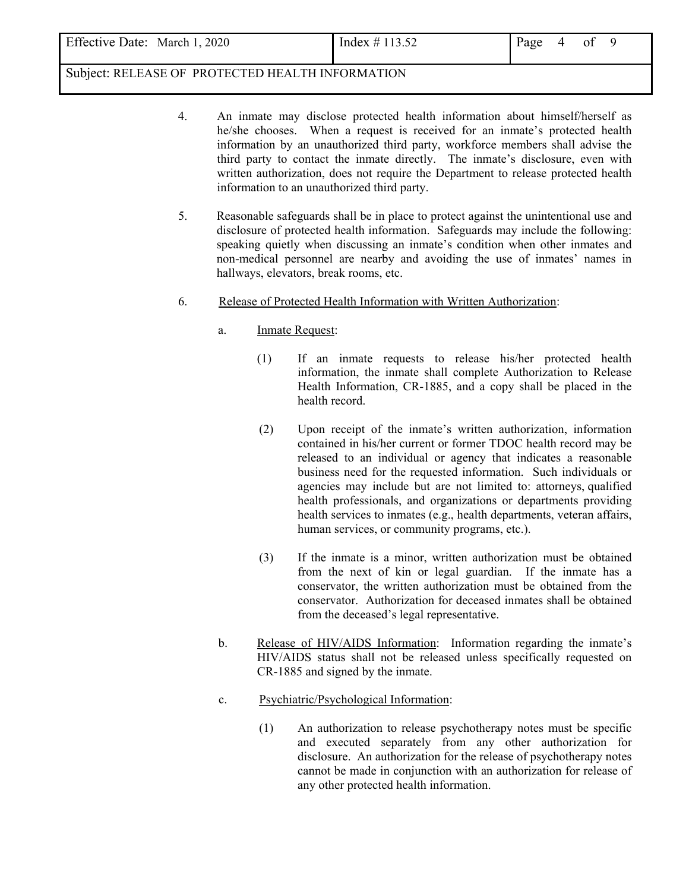4. An inmate may disclose protected health information about himself/herself as he/she chooses. When a request is received for an inmate's protected health information by an unauthorized third party, workforce members shall advise the third party to contact the inmate directly. The inmate's disclosure, even with written authorization, does not require the Department to release protected health information to an unauthorized third party.

5. Reasonable safeguards shall be in place to protect against the unintentional use and disclosure of protected health information. Safeguards may include the following: speaking quietly when discussing an inmate's condition when other inmates and non-medical personnel are nearby and avoiding the use of inmates' names in hallways, elevators, break rooms, etc.

6. <u>Release of Protected Health Information with Written Authorization</u>:

   a. <u>Inmate Request</u>:

      (1) If an inmate requests to release his/her protected health information, the inmate shall complete Authorization to Release Health Information, CR-1885, and a copy shall be placed in the health record.

      (2) Upon receipt of the inmate's written authorization, information contained in his/her current or former TDOC health record may be released to an individual or agency that indicates a reasonable business need for the requested information. Such individuals or agencies may include but are not limited to: attorneys, qualified health professionals, and organizations or departments providing health services to inmates (e.g., health departments, veteran affairs, human services, or community programs, etc.).

      (3) If the inmate is a minor, written authorization must be obtained from the next of kin or legal guardian. If the inmate has a conservator, the written authorization must be obtained from the conservator. Authorization for deceased inmates shall be obtained from the deceased's legal representative.

   b. <u>Release of HIV/AIDS Information</u>: Information regarding the inmate's HIV/AIDS status shall not be released unless specifically requested on CR-1885 and signed by the inmate.

   c. <u>Psychiatric/Psychological Information</u>:

      (1) An authorization to release psychotherapy notes must be specific and executed separately from any other authorization for disclosure. An authorization for the release of psychotherapy notes cannot be made in conjunction with an authorization for release of any other protected health information.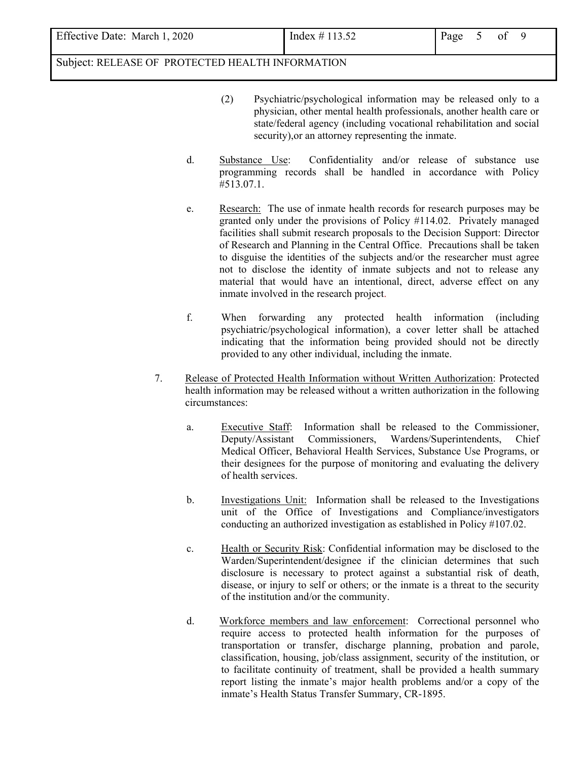(2) Psychiatric/psychological information may be released only to a physician, other mental health professionals, another health care or state/federal agency (including vocational rehabilitation and social security),or an attorney representing the inmate.

d. Substance Use: Confidentiality and/or release of substance use programming records shall be handled in accordance with Policy #513.07.1.

e. Research: The use of inmate health records for research purposes may be granted only under the provisions of Policy #114.02. Privately managed facilities shall submit research proposals to the Decision Support: Director of Research and Planning in the Central Office. Precautions shall be taken to disguise the identities of the subjects and/or the researcher must agree not to disclose the identity of inmate subjects and not to release any material that would have an intentional, direct, adverse effect on any inmate involved in the research project.

f. When forwarding any protected health information (including psychiatric/psychological information), a cover letter shall be attached indicating that the information being provided should not be directly provided to any other individual, including the inmate.

7. Release of Protected Health Information without Written Authorization: Protected health information may be released without a written authorization in the following circumstances:

a. Executive Staff: Information shall be released to the Commissioner, Deputy/Assistant Commissioners, Wardens/Superintendents, Chief Medical Officer, Behavioral Health Services, Substance Use Programs, or their designees for the purpose of monitoring and evaluating the delivery of health services.

b. Investigations Unit: Information shall be released to the Investigations unit of the Office of Investigations and Compliance/investigators conducting an authorized investigation as established in Policy #107.02.

c. Health or Security Risk: Confidential information may be disclosed to the Warden/Superintendent/designee if the clinician determines that such disclosure is necessary to protect against a substantial risk of death, disease, or injury to self or others; or the inmate is a threat to the security of the institution and/or the community.

d. Workforce members and law enforcement: Correctional personnel who require access to protected health information for the purposes of transportation or transfer, discharge planning, probation and parole, classification, housing, job/class assignment, security of the institution, or to facilitate continuity of treatment, shall be provided a health summary report listing the inmate's major health problems and/or a copy of the inmate's Health Status Transfer Summary, CR-1895.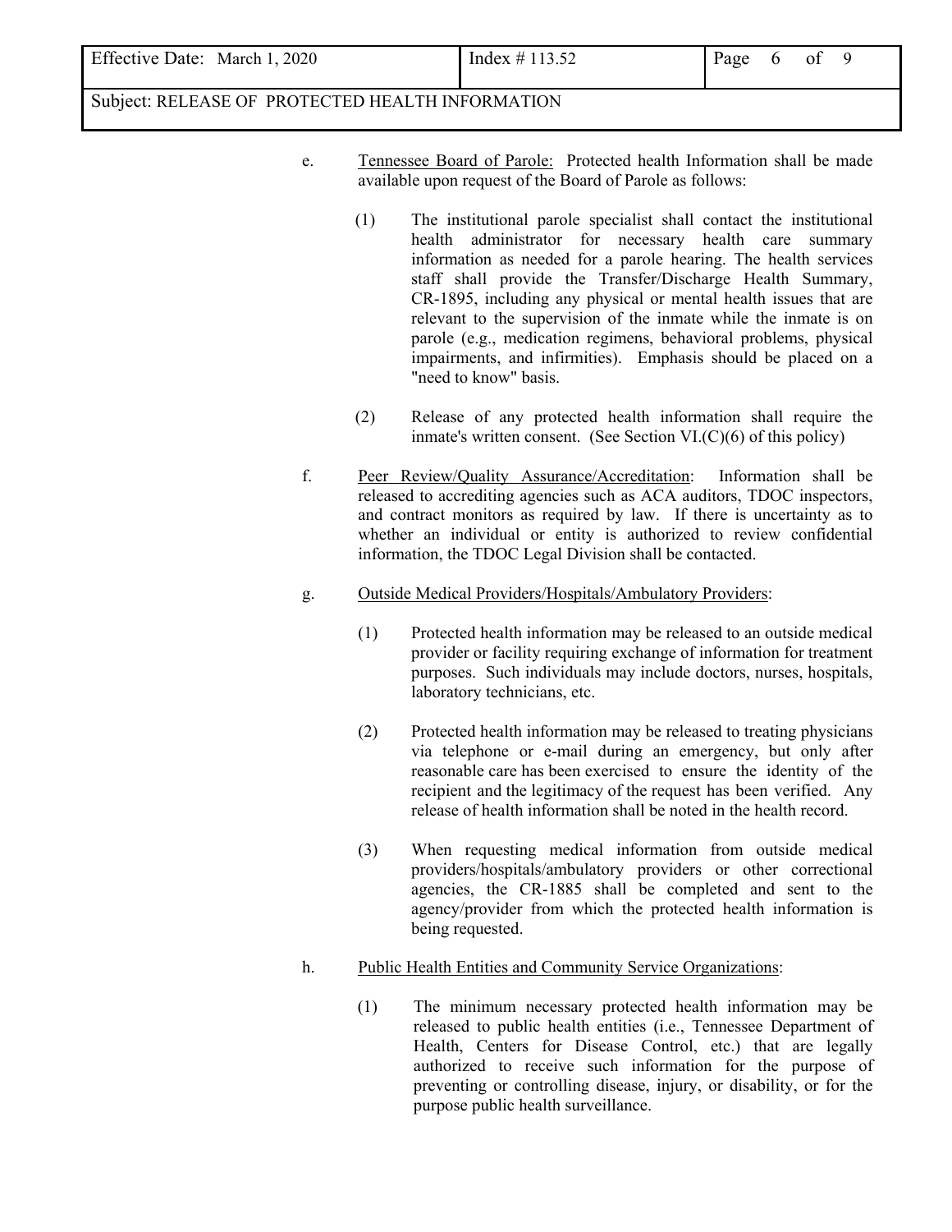e. Tennessee Board of Parole: Protected health Information shall be made available upon request of the Board of Parole as follows:

   (1) The institutional parole specialist shall contact the institutional health administrator for necessary health care summary information as needed for a parole hearing. The health services staff shall provide the Transfer/Discharge Health Summary, CR-1895, including any physical or mental health issues that are relevant to the supervision of the inmate while the inmate is on parole (e.g., medication regimens, behavioral problems, physical impairments, and infirmities). Emphasis should be placed on a "need to know" basis.

   (2) Release of any protected health information shall require the inmate's written consent. (See Section VI.(C)(6) of this policy)

f. Peer Review/Quality Assurance/Accreditation: Information shall be released to accrediting agencies such as ACA auditors, TDOC inspectors, and contract monitors as required by law. If there is uncertainty as to whether an individual or entity is authorized to review confidential information, the TDOC Legal Division shall be contacted.

g. Outside Medical Providers/Hospitals/Ambulatory Providers:

   (1) Protected health information may be released to an outside medical provider or facility requiring exchange of information for treatment purposes. Such individuals may include doctors, nurses, hospitals, laboratory technicians, etc.

   (2) Protected health information may be released to treating physicians via telephone or e-mail during an emergency, but only after reasonable care has been exercised to ensure the identity of the recipient and the legitimacy of the request has been verified. Any release of health information shall be noted in the health record.

   (3) When requesting medical information from outside medical providers/hospitals/ambulatory providers or other correctional agencies, the CR-1885 shall be completed and sent to the agency/provider from which the protected health information is being requested.

h. Public Health Entities and Community Service Organizations:

   (1) The minimum necessary protected health information may be released to public health entities (i.e., Tennessee Department of Health, Centers for Disease Control, etc.) that are legally authorized to receive such information for the purpose of preventing or controlling disease, injury, or disability, or for the purpose public health surveillance.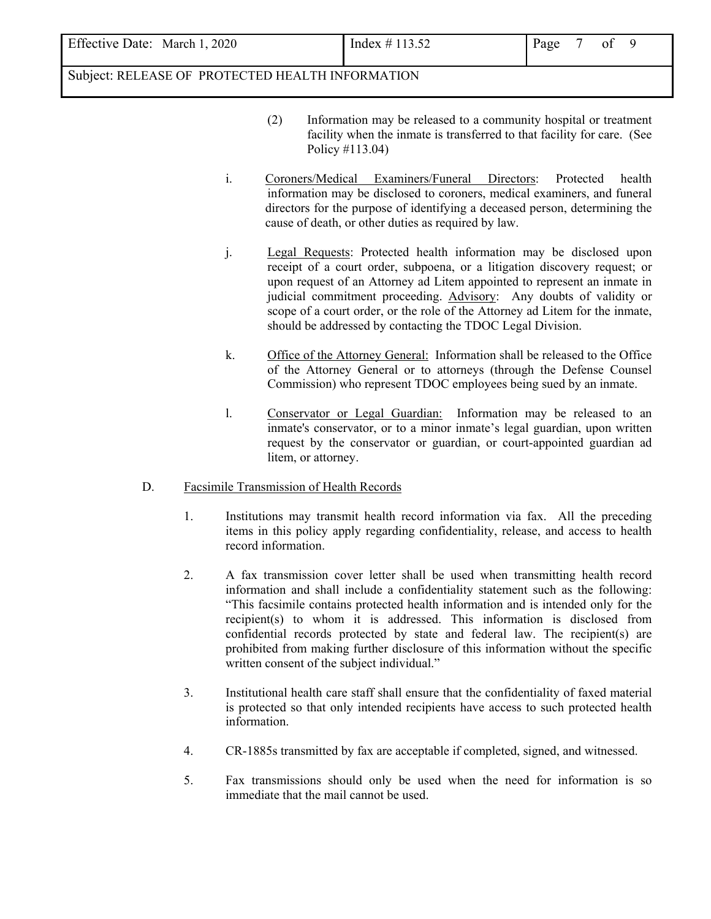(2) Information may be released to a community hospital or treatment facility when the inmate is transferred to that facility for care. (See Policy #113.04)

i. Coroners/Medical Examiners/Funeral Directors: Protected health information may be disclosed to coroners, medical examiners, and funeral directors for the purpose of identifying a deceased person, determining the cause of death, or other duties as required by law.

j. Legal Requests: Protected health information may be disclosed upon receipt of a court order, subpoena, or a litigation discovery request; or upon request of an Attorney ad Litem appointed to represent an inmate in judicial commitment proceeding. Advisory: Any doubts of validity or scope of a court order, or the role of the Attorney ad Litem for the inmate, should be addressed by contacting the TDOC Legal Division.

k. Office of the Attorney General: Information shall be released to the Office of the Attorney General or to attorneys (through the Defense Counsel Commission) who represent TDOC employees being sued by an inmate.

l. Conservator or Legal Guardian: Information may be released to an inmate's conservator, or to a minor inmate's legal guardian, upon written request by the conservator or guardian, or court-appointed guardian ad litem, or attorney.

D. Facsimile Transmission of Health Records

1. Institutions may transmit health record information via fax. All the preceding items in this policy apply regarding confidentiality, release, and access to health record information.

2. A fax transmission cover letter shall be used when transmitting health record information and shall include a confidentiality statement such as the following: "This facsimile contains protected health information and is intended only for the recipient(s) to whom it is addressed. This information is disclosed from confidential records protected by state and federal law. The recipient(s) are prohibited from making further disclosure of this information without the specific written consent of the subject individual."

3. Institutional health care staff shall ensure that the confidentiality of faxed material is protected so that only intended recipients have access to such protected health information.

4. CR-1885s transmitted by fax are acceptable if completed, signed, and witnessed.

5. Fax transmissions should only be used when the need for information is so immediate that the mail cannot be used.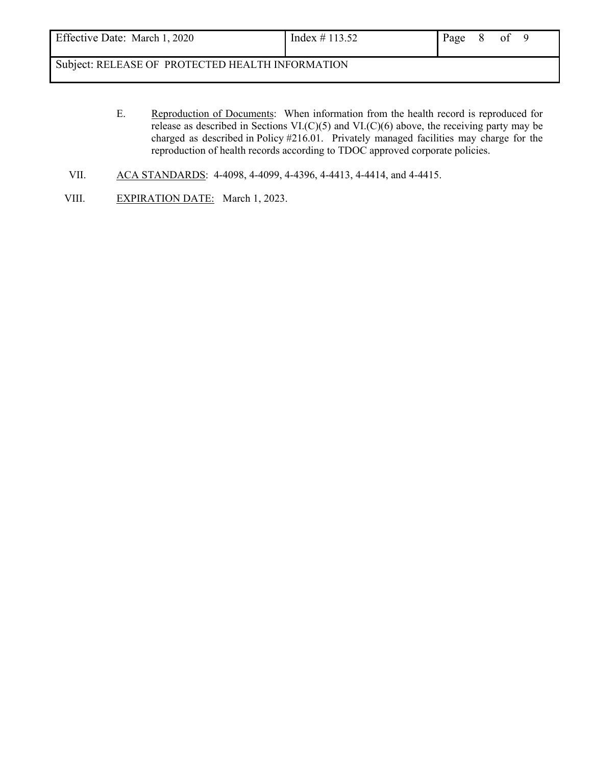E. Reproduction of Documents: When information from the health record is reproduced for release as described in Sections VI.(C)(5) and VI.(C)(6) above, the receiving party may be charged as described in Policy #216.01. Privately managed facilities may charge for the reproduction of health records according to TDOC approved corporate policies.

VII. ACA STANDARDS: 4-4098, 4-4099, 4-4396, 4-4413, 4-4414, and 4-4415.

VIII. EXPIRATION DATE: March 1, 2023.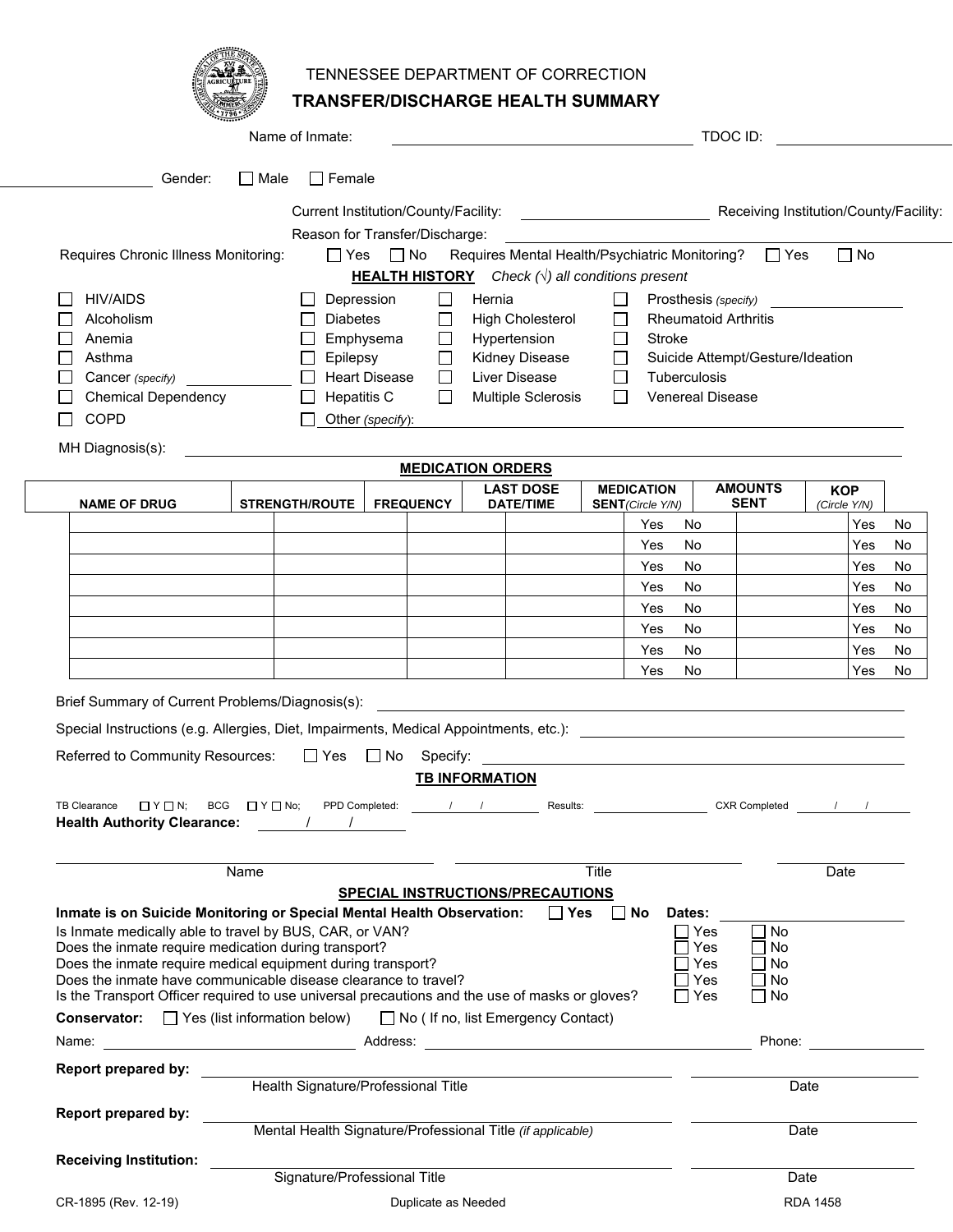TENNESSEE DEPARTMENT OF CORRECTION

# TRANSFER/DISCHARGE HEALTH SUMMARY

Name of Inmate: ______________________ TDOC ID: ______________

Gender: ☐ Male ☐ Female

Current Institution/County/Facility: ______________ Receiving Institution/County/Facility: ______________

Reason for Transfer/Discharge: ______________

Requires Chronic Illness Monitoring: ☐ Yes ☐ No Requires Mental Health/Psychiatric Monitoring? ☐ Yes ☐ No

**HEALTH HISTORY** *Check (√) all conditions present*

| | | | |
|---|---|---|---|
| ☐ HIV/AIDS | ☐ Depression | ☐ Hernia | ☐ Prosthesis *(specify)* ______ |
| ☐ Alcoholism | ☐ Diabetes | ☐ High Cholesterol | ☐ Rheumatoid Arthritis |
| ☐ Anemia | ☐ Emphysema | ☐ Hypertension | ☐ Stroke |
| ☐ Asthma | ☐ Epilepsy | ☐ Kidney Disease | ☐ Suicide Attempt/Gesture/Ideation |
| ☐ Cancer *(specify)* ______ | ☐ Heart Disease | ☐ Liver Disease | ☐ Tuberculosis |
| ☐ Chemical Dependency | ☐ Hepatitis C | ☐ Multiple Sclerosis | ☐ Venereal Disease |
| ☐ COPD | ☐ Other *(specify)*: ______ | | |

MH Diagnosis(s): ______________

**MEDICATION ORDERS**

| NAME OF DRUG | STRENGTH/ROUTE | FREQUENCY | LAST DOSE DATE/TIME | MEDICATION SENT *(Circle Y/N)* | AMOUNTS SENT | KOP *(Circle Y/N)* |
|---|---|---|---|---|---|---|
| | | | | Yes No | | Yes No |
| | | | | Yes No | | Yes No |
| | | | | Yes No | | Yes No |
| | | | | Yes No | | Yes No |
| | | | | Yes No | | Yes No |
| | | | | Yes No | | Yes No |
| | | | | Yes No | | Yes No |
| | | | | Yes No | | Yes No |

Brief Summary of Current Problems/Diagnosis(s): ______________

Special Instructions (e.g. Allergies, Diet, Impairments, Medical Appointments, etc.): ______________

Referred to Community Resources: ☐ Yes ☐ No Specify: ______________

**TB INFORMATION**

TB Clearance ☐ Y ☐ N; BCG ☐ Y ☐ No; PPD Completed: ___/___/___ Results: ______ CXR Completed ___/___/___

**Health Authority Clearance:** ___/___/___

______________ ______________ ______________
Name Title Date

**SPECIAL INSTRUCTIONS/PRECAUTIONS**

**Inmate is on Suicide Monitoring or Special Mental Health Observation:** ☐ **Yes** ☐ **No** **Dates:** ______________

| | | |
|---|---|---|
| Is Inmate medically able to travel by BUS, CAR, or VAN? | ☐ Yes | ☐ No |
| Does the inmate require medication during transport? | ☐ Yes | ☐ No |
| Does the inmate require medical equipment during transport? | ☐ Yes | ☐ No |
| Does the inmate have communicable disease clearance to travel? | ☐ Yes | ☐ No |
| Is the Transport Officer required to use universal precautions and the use of masks or gloves? | ☐ Yes | ☐ No |

**Conservator:** ☐ Yes (list information below) ☐ No ( If no, list Emergency Contact)

Name: ______________ Address: ______________ Phone: ______________

**Report prepared by:** ______________ ______________
Health Signature/Professional Title Date

**Report prepared by:** ______________ ______________
Mental Health Signature/Professional Title *(if applicable)* Date

**Receiving Institution:** ______________ ______________
Signature/Professional Title Date

CR-1895 (Rev. 12-19) Duplicate as Needed RDA 1458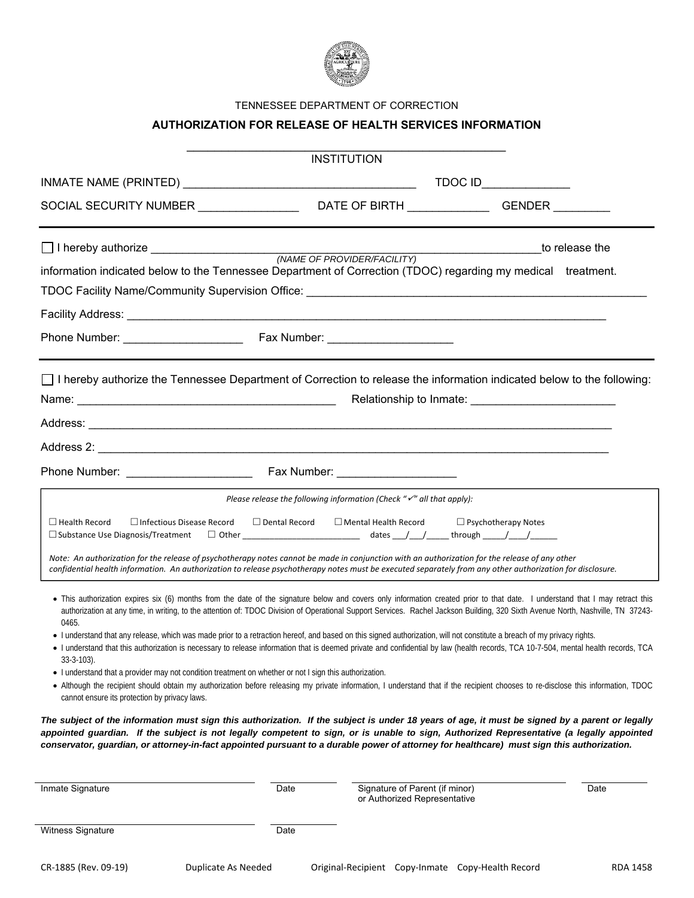TENNESSEE DEPARTMENT OF CORRECTION

**AUTHORIZATION FOR RELEASE OF HEALTH SERVICES INFORMATION**

\_\_\_\_\_\_\_\_\_\_\_\_\_\_\_\_\_\_\_\_\_\_\_\_\_\_\_\_\_\_\_\_\_\_\_\_\_\_\_\_\_\_\_\_\_\_\_\_

INSTITUTION

INMATE NAME (PRINTED) \_\_\_\_\_\_\_\_\_\_\_\_\_\_\_\_\_\_\_\_\_\_\_\_\_\_\_\_\_\_\_\_\_\_\_\_ TDOC ID\_\_\_\_\_\_\_\_\_\_\_\_\_

SOCIAL SECURITY NUMBER \_\_\_\_\_\_\_\_\_\_\_\_\_\_\_ DATE OF BIRTH \_\_\_\_\_\_\_\_\_\_\_\_ GENDER \_\_\_\_\_\_\_\_

---

☐ I hereby authorize \_\_\_\_\_\_\_\_\_\_\_\_\_\_\_\_\_\_\_\_\_\_\_\_\_\_\_\_\_\_\_\_\_\_\_\_\_\_\_\_\_\_\_\_\_\_\_\_\_\_\_\_\_\_\_\_\_\_\_\_ to release the
*(NAME OF PROVIDER/FACILITY)*
information indicated below to the Tennessee Department of Correction (TDOC) regarding my medical treatment.

TDOC Facility Name/Community Supervision Office: \_\_\_\_\_\_\_\_\_\_\_\_\_\_\_\_\_\_\_\_\_\_\_\_\_\_\_\_\_\_\_\_\_\_\_\_\_\_\_\_\_\_\_\_\_\_\_\_\_\_\_\_

Facility Address: \_\_\_\_\_\_\_\_\_\_\_\_\_\_\_\_\_\_\_\_\_\_\_\_\_\_\_\_\_\_\_\_\_\_\_\_\_\_\_\_\_\_\_\_\_\_\_\_\_\_\_\_\_\_\_\_\_\_\_\_\_\_\_\_\_\_\_\_\_\_\_\_\_\_

Phone Number: \_\_\_\_\_\_\_\_\_\_\_\_\_\_\_\_\_\_ Fax Number: \_\_\_\_\_\_\_\_\_\_\_\_\_\_\_\_\_\_\_

---

☐ I hereby authorize the Tennessee Department of Correction to release the information indicated below to the following:

Name: \_\_\_\_\_\_\_\_\_\_\_\_\_\_\_\_\_\_\_\_\_\_\_\_\_\_\_\_\_\_\_\_\_\_\_\_\_\_\_\_ Relationship to Inmate: \_\_\_\_\_\_\_\_\_\_\_\_\_\_\_\_\_\_\_\_\_\_

Address: \_\_\_\_\_\_\_\_\_\_\_\_\_\_\_\_\_\_\_\_\_\_\_\_\_\_\_\_\_\_\_\_\_\_\_\_\_\_\_\_\_\_\_\_\_\_\_\_\_\_\_\_\_\_\_\_\_\_\_\_\_\_\_\_\_\_\_\_\_\_\_\_\_\_\_\_\_\_\_

Address 2: \_\_\_\_\_\_\_\_\_\_\_\_\_\_\_\_\_\_\_\_\_\_\_\_\_\_\_\_\_\_\_\_\_\_\_\_\_\_\_\_\_\_\_\_\_\_\_\_\_\_\_\_\_\_\_\_\_\_\_\_\_\_\_\_\_\_\_\_\_\_\_\_\_\_\_\_\_

Phone Number: \_\_\_\_\_\_\_\_\_\_\_\_\_\_\_\_\_\_\_ Fax Number: \_\_\_\_\_\_\_\_\_\_\_\_\_\_\_\_\_\_

*Please release the following information (Check "✓" all that apply):*

☐ Health Record ☐ Infectious Disease Record ☐ Dental Record ☐ Mental Health Record ☐ Psychotherapy Notes
☐ Substance Use Diagnosis/Treatment ☐ Other \_\_\_\_\_\_\_\_\_\_\_\_\_\_\_\_\_\_\_\_\_\_\_\_ dates \_\_\_/\_\_\_/\_\_\_\_\_ through \_\_\_\_\_/\_\_\_\_/\_\_\_\_\_\_

*Note: An authorization for the release of psychotherapy notes cannot be made in conjunction with an authorization for the release of any other confidential health information. An authorization to release psychotherapy notes must be executed separately from any other authorization for disclosure.*

- This authorization expires six (6) months from the date of the signature below and covers only information created prior to that date. I understand that I may retract this authorization at any time, in writing, to the attention of: TDOC Division of Operational Support Services. Rachel Jackson Building, 320 Sixth Avenue North, Nashville, TN 37243-0465.
- I understand that any release, which was made prior to a retraction hereof, and based on this signed authorization, will not constitute a breach of my privacy rights.
- I understand that this authorization is necessary to release information that is deemed private and confidential by law (health records, TCA 10-7-504, mental health records, TCA 33-3-103).
- I understand that a provider may not condition treatment on whether or not I sign this authorization.
- Although the recipient should obtain my authorization before releasing my private information, I understand that if the recipient chooses to re-disclose this information, TDOC cannot ensure its protection by privacy laws.

***The subject of the information must sign this authorization. If the subject is under 18 years of age, it must be signed by a parent or legally appointed guardian. If the subject is not legally competent to sign, or is unable to sign, Authorized Representative (a legally appointed conservator, guardian, or attorney-in-fact appointed pursuant to a durable power of attorney for healthcare) must sign this authorization.***

\_\_\_\_\_\_\_\_\_\_\_\_\_\_\_\_\_\_\_\_\_\_\_\_\_\_\_\_\_\_\_\_ \_\_\_\_\_\_\_\_\_\_ \_\_\_\_\_\_\_\_\_\_\_\_\_\_\_\_\_\_\_\_\_\_\_\_\_\_\_\_\_\_\_\_ \_\_\_\_\_\_\_\_\_\_
Inmate Signature Date Signature of Parent (if minor) or Authorized Representative Date

\_\_\_\_\_\_\_\_\_\_\_\_\_\_\_\_\_\_\_\_\_\_\_\_\_\_\_\_\_\_\_\_ \_\_\_\_\_\_\_\_\_\_
Witness Signature Date

CR-1885 (Rev. 09-19) Duplicate As Needed Original-Recipient Copy-Inmate Copy-Health Record RDA 1458